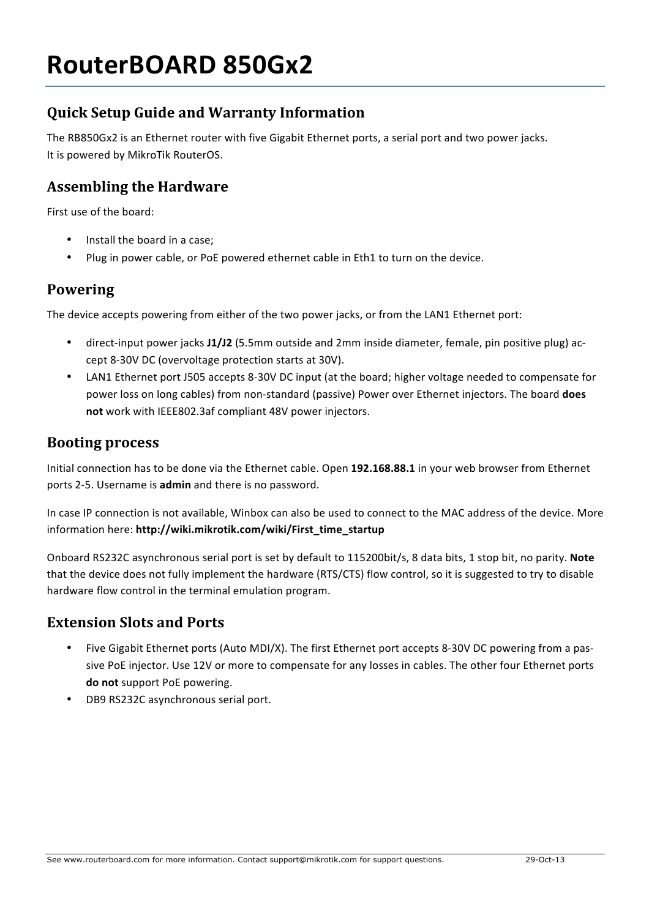# RouterBOARD 850Gx2

## Quick Setup Guide and Warranty Information

The RB850Gx2 is an Ethernet router with five Gigabit Ethernet ports, a serial port and two power jacks.
It is powered by MikroTik RouterOS.

## Assembling the Hardware

First use of the board:

- Install the board in a case;
- Plug in power cable, or PoE powered ethernet cable in Eth1 to turn on the device.

## Powering

The device accepts powering from either of the two power jacks, or from the LAN1 Ethernet port:

- direct-input power jacks **J1/J2** (5.5mm outside and 2mm inside diameter, female, pin positive plug) accept 8-30V DC (overvoltage protection starts at 30V).
- LAN1 Ethernet port J505 accepts 8-30V DC input (at the board; higher voltage needed to compensate for power loss on long cables) from non-standard (passive) Power over Ethernet injectors. The board **does not** work with IEEE802.3af compliant 48V power injectors.

## Booting process

Initial connection has to be done via the Ethernet cable. Open **192.168.88.1** in your web browser from Ethernet ports 2-5. Username is **admin** and there is no password.

In case IP connection is not available, Winbox can also be used to connect to the MAC address of the device. More information here: **http://wiki.mikrotik.com/wiki/First_time_startup**

Onboard RS232C asynchronous serial port is set by default to 115200bit/s, 8 data bits, 1 stop bit, no parity. **Note** that the device does not fully implement the hardware (RTS/CTS) flow control, so it is suggested to try to disable hardware flow control in the terminal emulation program.

## Extension Slots and Ports

- Five Gigabit Ethernet ports (Auto MDI/X). The first Ethernet port accepts 8-30V DC powering from a passive PoE injector. Use 12V or more to compensate for any losses in cables. The other four Ethernet ports **do not** support PoE powering.
- DB9 RS232C asynchronous serial port.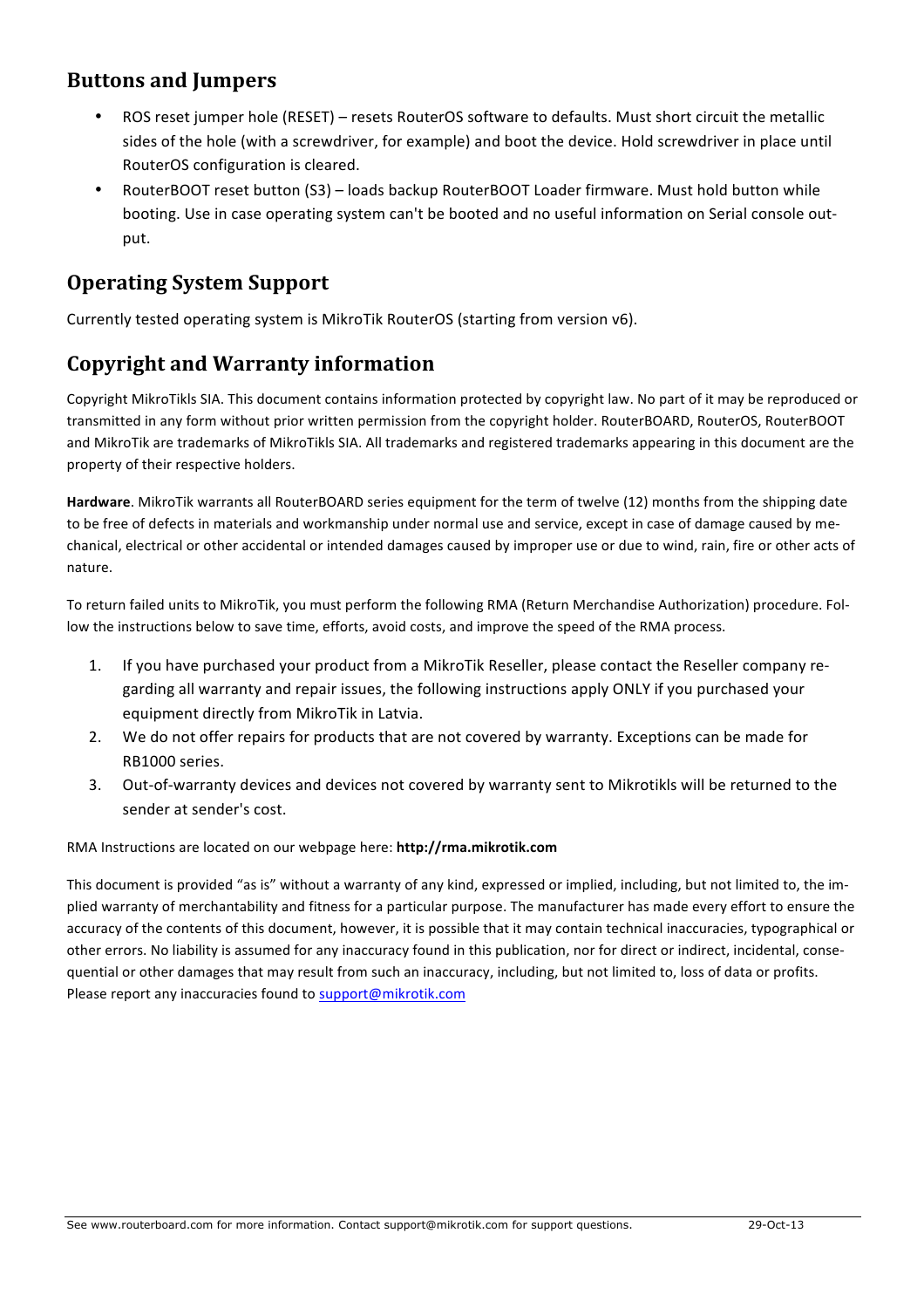## Buttons and Jumpers

- ROS reset jumper hole (RESET) – resets RouterOS software to defaults. Must short circuit the metallic sides of the hole (with a screwdriver, for example) and boot the device. Hold screwdriver in place until RouterOS configuration is cleared.
- RouterBOOT reset button (S3) – loads backup RouterBOOT Loader firmware. Must hold button while booting. Use in case operating system can't be booted and no useful information on Serial console output.

## Operating System Support

Currently tested operating system is MikroTik RouterOS (starting from version v6).

## Copyright and Warranty information

Copyright MikroTikls SIA. This document contains information protected by copyright law. No part of it may be reproduced or transmitted in any form without prior written permission from the copyright holder. RouterBOARD, RouterOS, RouterBOOT and MikroTik are trademarks of MikroTikls SIA. All trademarks and registered trademarks appearing in this document are the property of their respective holders.

**Hardware**. MikroTik warrants all RouterBOARD series equipment for the term of twelve (12) months from the shipping date to be free of defects in materials and workmanship under normal use and service, except in case of damage caused by mechanical, electrical or other accidental or intended damages caused by improper use or due to wind, rain, fire or other acts of nature.

To return failed units to MikroTik, you must perform the following RMA (Return Merchandise Authorization) procedure. Follow the instructions below to save time, efforts, avoid costs, and improve the speed of the RMA process.

1. If you have purchased your product from a MikroTik Reseller, please contact the Reseller company regarding all warranty and repair issues, the following instructions apply ONLY if you purchased your equipment directly from MikroTik in Latvia.
2. We do not offer repairs for products that are not covered by warranty. Exceptions can be made for RB1000 series.
3. Out-of-warranty devices and devices not covered by warranty sent to Mikrotikls will be returned to the sender at sender's cost.

RMA Instructions are located on our webpage here: **http://rma.mikrotik.com**

This document is provided "as is" without a warranty of any kind, expressed or implied, including, but not limited to, the implied warranty of merchantability and fitness for a particular purpose. The manufacturer has made every effort to ensure the accuracy of the contents of this document, however, it is possible that it may contain technical inaccuracies, typographical or other errors. No liability is assumed for any inaccuracy found in this publication, nor for direct or indirect, incidental, consequential or other damages that may result from such an inaccuracy, including, but not limited to, loss of data or profits. Please report any inaccuracies found to support@mikrotik.com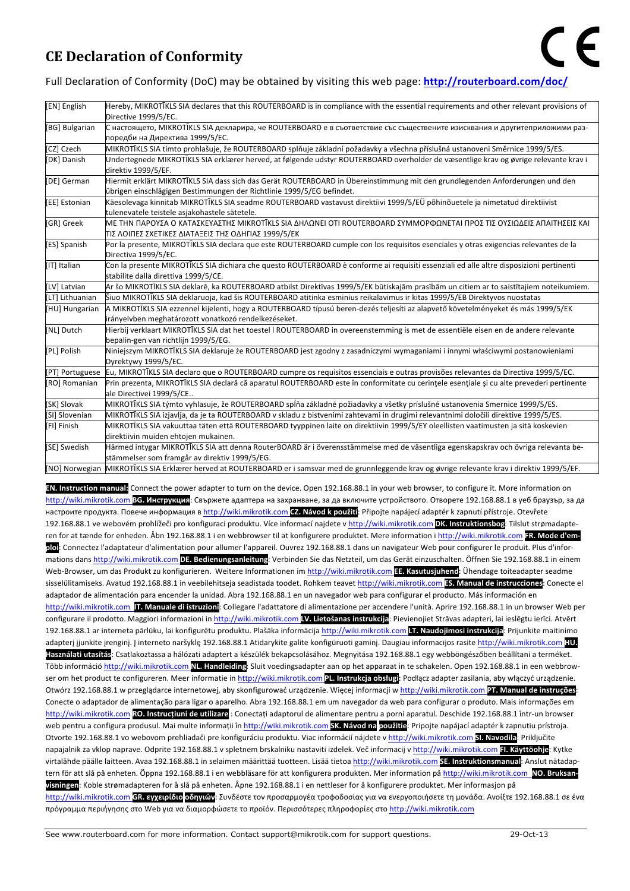# CE Declaration of Conformity

CE

Full Declaration of Conformity (DoC) may be obtained by visiting this web page: **http://routerboard.com/doc/**

| | |
|---|---|
| [EN] English | Hereby, MIKROTĪKLS SIA declares that this ROUTERBOARD is in compliance with the essential requirements and other relevant provisions of Directive 1999/5/EC. |
| [BG] Bulgarian | С настоящето, MIKROTĪKLS SIA декларира, че ROUTERBOARD е в съответствие със съществените изисквания и другитеприложими разпоредби на Директива 1999/5/ЕС. |
| [CZ] Czech | MIKROTĪKLS SIA tímto prohlašuje, že ROUTERBOARD splňuje základní požadavky a všechna příslušná ustanoveni Směrnice 1999/5/ES. |
| [DK] Danish | Undertegnede MIKROTĪKLS SIA erklærer herved, at følgende udstyr ROUTERBOARD overholder de væsentlige krav og øvrige relevante krav i direktiv 1999/5/EF. |
| [DE] German | Hiermit erklärt MIKROTĪKLS SIA dass sich das Gerät ROUTERBOARD in Übereinstimmung mit den grundlegenden Anforderungen und den übrigen einschlägigen Bestimmungen der Richtlinie 1999/5/EG befindet. |
| [EE] Estonian | Käesolevaga kinnitab MIKROTĪKLS SIA seadme ROUTERBOARD vastavust direktiivi 1999/5/EÜ põhinõuetele ja nimetatud direktiivist tulenevatele teistele asjakohastele sätetele. |
| [GR] Greek | ΜΕ ΤΗΝ ΠΑΡΟΥΣΑ Ο ΚΑΤΑΣΚΕΥΑΣΤΗΣ MIKROTĪKLS SIA ΔΗΛΩΝΕΙ ΟΤΙ ROUTERBOARD ΣΥΜΜΟΡΦΩΝΕΤΑΙ ΠΡΟΣ ΤΙΣ ΟΥΣΙΩΔΕΙΣ ΑΠΑΙΤΗΣΕΙΣ ΚΑΙ ΤΙΣ ΛΟΙΠΕΣ ΣΧΕΤΙΚΕΣ ΔΙΑΤΑΞΕΙΣ ΤΗΣ ΟΔΗΓΙΑΣ 1999/5/ΕΚ |
| [ES] Spanish | Por la presente, MIKROTĪKLS SIA declara que este ROUTERBOARD cumple con los requisitos esenciales y otras exigencias relevantes de la Directiva 1999/5/EC. |
| [IT] Italian | Con la presente MIKROTĪKLS SIA dichiara che questo ROUTERBOARD è conforme ai requisiti essenziali ed alle altre disposizioni pertinenti stabilite dalla direttiva 1999/5/CE. |
| [LV] Latvian | Ar šo MIKROTĪKLS SIA deklarē, ka ROUTERBOARD atbilst Direktīvas 1999/5/EK būtiskajām prasībām un citiem ar to saistītajiem noteikumiem. |
| [LT] Lithuanian | Šiuo MIKROTĪKLS SIA deklaruoja, kad šis ROUTERBOARD atitinka esminius reikalavimus ir kitas 1999/5/EB Direktyvos nuostatas |
| [HU] Hungarian | A MIKROTĪKLS SIA ezzennel kijelenti, hogy a ROUTERBOARD típusú beren-dezés teljesíti az alapvető követelményeket és más 1999/5/EK irányelvben meghatározott vonatkozó rendelkezéseket. |
| [NL] Dutch | Hierbij verklaart MIKROTĪKLS SIA dat het toestel l ROUTERBOARD in overeenstemming is met de essentiële eisen en de andere relevante bepalin-gen van richtlijn 1999/5/EG. |
| [PL] Polish | Niniejszym MIKROTĪKLS SIA deklaruje że ROUTERBOARD jest zgodny z zasadniczymi wymaganiami i innymi właściwymi postanowieniami Dyrektywy 1999/5/EC. |
| [PT] Portuguese | Eu, MIKROTĪKLS SIA declaro que o ROUTERBOARD cumpre os requisitos essenciais e outras provisões relevantes da Directiva 1999/5/EC. |
| [RO] Romanian | Prin prezenta, MIKROTĪKLS SIA declară că aparatul ROUTERBOARD este în conformitate cu cerinţele esenţiale şi cu alte prevederi pertinente ale Directivei 1999/5/CE.. |
| [SK] Slovak | MIKROTĪKLS SIA týmto vyhlasuje, že ROUTERBOARD spĺňa základné požiadavky a všetky príslušné ustanovenia Smernice 1999/5/ES. |
| [SI] Slovenian | MIKROTĪKLS SIA izjavlja, da je ta ROUTERBOARD v skladu z bistvenimi zahtevami in drugimi relevantnimi določili direktive 1999/5/ES. |
| [FI] Finish | MIKROTĪKLS SIA vakuuttaa täten että ROUTERBOARD tyyppinen laite on direktiivin 1999/5/EY oleellisten vaatimusten ja sitä koskevien direktiivin muiden ehtojen mukainen. |
| [SE] Swedish | Härmed intygar MIKROTĪKLS SIA att denna RouterBOARD är i överensstämmelse med de väsentliga egenskapskrav och övriga relevanta bestämmelser som framgår av direktiv 1999/5/EG. |
| [NO] Norwegian | MIKROTĪKLS SIA Erklærer herved at ROUTERBOARD er i samsvar med de grunnleggende krav og øvrige relevante krav i direktiv 1999/5/EF. |

**EN. Instruction manual:** Connect the power adapter to turn on the device. Open 192.168.88.1 in your web browser, to configure it. More information on http://wiki.mikrotik.com **BG. Инструкция**: Свържете адаптера на захранване, за да включите устройството. Отворете 192.168.88.1 в уеб браузър, за да настроите продукта. Повече информация в http://wiki.mikrotik.com **CZ. Návod k použití**: Připojte napájecí adaptér k zapnutí přístroje. Otevřete 192.168.88.1 ve webovém prohlížeči pro konfiguraci produktu. Více informací najdete v http://wiki.mikrotik.com **DK. Instruktionsbog**: Tilslut strømadapteren for at tænde for enheden. Åbn 192.168.88.1 i en webbrowser til at konfigurere produktet. Mere information i http://wiki.mikrotik.com **FR. Mode d'emploi**: Connectez l'adaptateur d'alimentation pour allumer l'appareil. Ouvrez 192.168.88.1 dans un navigateur Web pour configurer le produit. Plus d'informations dans http://wiki.mikrotik.com **DE. Bedienungsanleitung**: Verbinden Sie das Netzteil, um das Gerät einzuschalten. Öffnen Sie 192.168.88.1 in einem Web-Browser, um das Produkt zu konfigurieren. Weitere Informationen im http://wiki.mikrotik.com **EE. Kasutusjuhend**: Ühendage toiteadapter seadme sisselülitamiseks. Avatud 192.168.88.1 in veebilehitseja seadistada toodet. Rohkem teavet http://wiki.mikrotik.com **ES. Manual de instrucciones**: Conecte el adaptador de alimentación para encender la unidad. Abra 192.168.88.1 en un navegador web para configurar el producto. Más información en http://wiki.mikrotik.com **IT. Manuale di istruzioni**: Collegare l'adattatore di alimentazione per accendere l'unità. Aprire 192.168.88.1 in un browser Web per configurare il prodotto. Maggiori informazioni in http://wiki.mikrotik.com **LV. Lietošanas instrukcija**: Pievienojiet Strāvas adapteri, lai ieslēgtu ierīci. Atvērt 192.168.88.1 ar interneta pārlūku, lai konfigurētu produktu. Plašāka informācija http://wiki.mikrotik.com **LT. Naudojimosi instrukcija**: Prijunkite maitinimo adapterį įjunkite įrenginį. Į interneto naršyklę 192.168.88.1 Atidarykite galite konfigūruoti gaminį. Daugiau informacijos rasite http://wiki.mikrotik.com **HU. Használati utasítás**: Csatlakoztassa a hálózati adaptert a készülék bekapcsolásához. Megnyitása 192.168.88.1 egy webböngészőben beállítani a terméket. Több információ http://wiki.mikrotik.com **NL. Handleiding**: Sluit voedingsadapter aan op het apparaat in te schakelen. Open 192.168.88.1 in een webbrowser om het product te configureren. Meer informatie in http://wiki.mikrotik.com **PL. Instrukcja obsługi**: Podłącz adapter zasilania, aby włączyć urządzenie. Otwórz 192.168.88.1 w przeglądarce internetowej, aby skonfigurować urządzenie. Więcej informacji w http://wiki.mikrotik.com **PT. Manual de instruções**: Conecte o adaptador de alimentação para ligar o aparelho. Abra 192.168.88.1 em um navegador da web para configurar o produto. Mais informações em http://wiki.mikrotik.com **RO. Instrucțiuni de utilizare** : Conectați adaptorul de alimentare pentru a porni aparatul. Deschide 192.168.88.1 într-un browser web pentru a configura produsul. Mai multe informații în http://wiki.mikrotik.com **SK. Návod na použitie**: Pripojte napájací adaptér k zapnutiu prístroja. Otvorte 192.168.88.1 vo webovom prehliadači pre konfiguráciu produktu. Viac informácií nájdete v http://wiki.mikrotik.com **SI. Navodila**: Priključite napajalnik za vklop naprave. Odprite 192.168.88.1 v spletnem brskalniku nastaviti izdelek. Več informacij v http://wiki.mikrotik.com **FI. Käyttöohje**: Kytke virtalähde päälle laitteen. Avaa 192.168.88.1 in selaimen määrittää tuotteen. Lisää tietoa http://wiki.mikrotik.com **SE. Instruktionsmanual**: Anslut nätadaptern för att slå på enheten. Öppna 192.168.88.1 i en webbläsare för att konfigurera produkten. Mer information på http://wiki.mikrotik.com **NO. Bruksanvisningen**: Koble strømadapteren for å slå på enheten. Åpne 192.168.88.1 i en nettleser for å konfigurere produktet. Mer informasjon på http://wiki.mikrotik.com **GR. εγχειρίδιο οδηγιών**: Συνδέστε τον προσαρμογέα τροφοδοσίας για να ενεργοποιήσετε τη μονάδα. Ανοίξτε 192.168.88.1 σε ένα πρόγραμμα περιήγησης στο Web για να διαμορφώσετε το προϊόν. Περισσότερες πληροφορίες στο http://wiki.mikrotik.com

See www.routerboard.com for more information. Contact support@mikrotik.com for support questions. 29-Oct-13